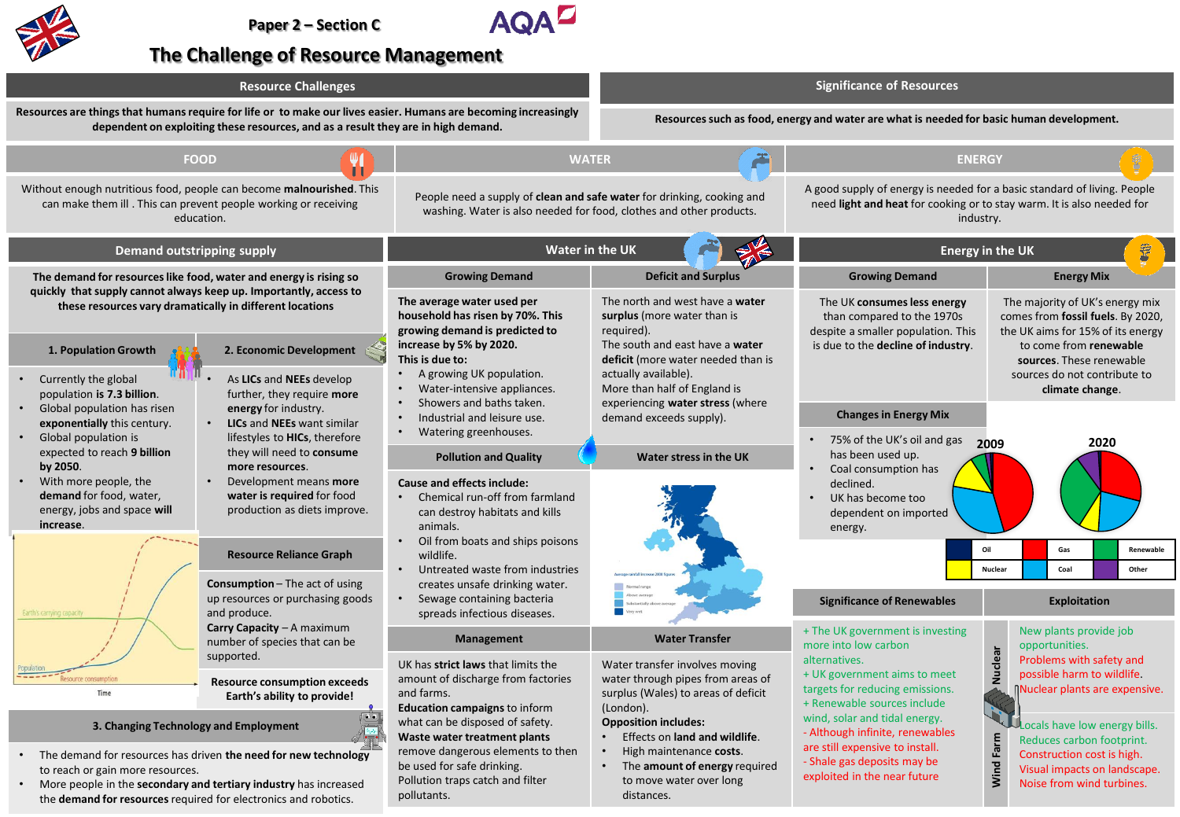# Paper 2 – Section C

# The Challenge of Resource Management

## Resource Challenges

**Resources are things that humans require for life or to make our lives easier. Humans are becoming increasingly dependent on exploiting these resources, and as a result they are in high demand.**

## Significance of Resources

**Resources such as food, energy and water are what is needed for basic human development.**

### FOOD

Without enough nutritious food, people can become **malnourished**. This can make them ill. This can prevent people working or receiving education.

### WATER

People need a supply of **clean and safe water** for drinking, cooking and washing. Water is also needed for food, clothes and other products.

### ENERGY

A good supply of energy is needed for a basic standard of living. People need **light and heat** for cooking or to stay warm. It is also needed for industry.

## Demand outstripping supply

**The demand for resources like food, water and energy is rising so quickly that supply cannot always keep up. Importantly, access to these resources vary dramatically in different locations**

### 1. Population Growth

- Currently the global population **is 7.3 billion**.
- Global population has risen **exponentially** this century.
- Global population is expected to reach **9 billion by 2050**.
- With more people, the **demand** for food, water, energy, jobs and space **will increase**.

### 2. Economic Development

- As **LICs** and **NEEs** develop further, they require **more energy** for industry.
- **LICs** and **NEEs** want similar lifestyles to **HICs**, therefore they will need to **consume more resources**.
- Development means **more water is required** for food production as diets improve.

Earth's carrying capacity

Population

Resource consumption

Time

### Resource Reliance Graph

**Consumption** – The act of using up resources or purchasing goods and produce.

**Carry Capacity** – A maximum number of species that can be supported.

**Resource consumption exceeds Earth's ability to provide!**

### 3. Changing Technology and Employment

- The demand for resources has driven **the need for new technology** to reach or gain more resources.
- More people in the **secondary and tertiary industry** has increased the **demand for resources** required for electronics and robotics.

## Water in the UK

### Growing Demand

**The average water used per household has risen by 70%. This growing demand is predicted to increase by 5% by 2020. This is due to:**

- A growing UK population.
- Water-intensive appliances.
- Showers and baths taken.
- Industrial and leisure use.
- Watering greenhouses.

### Deficit and Surplus

The north and west have a **water surplus** (more water than is required).
The south and east have a **water deficit** (more water needed than is actually available).
More than half of England is experiencing **water stress** (where demand exceeds supply).

### Pollution and Quality

**Cause and effects include:**

- Chemical run-off from farmland can destroy habitats and kills animals.
- Oil from boats and ships poisons wildlife.
- Untreated waste from industries creates unsafe drinking water.
- Sewage containing bacteria spreads infectious diseases.

### Water stress in the UK

Average rainfall increase 2008 figures

Normal range

Above average

Substantially above average

Very wet

### Management

UK has **strict laws** that limits the amount of discharge from factories and farms.
**Education campaigns** to inform what can be disposed of safety.
**Waste water treatment plants** remove dangerous elements to then be used for safe drinking.
Pollution traps catch and filter pollutants.

### Water Transfer

Water transfer involves moving water through pipes from areas of surplus (Wales) to areas of deficit (London).
**Opposition includes:**

- Effects on **land and wildlife**.
- High maintenance **costs**.
- The **amount of energy** required to move water over long distances.

## Energy in the UK

### Growing Demand

The UK **consumes less energy** than compared to the 1970s despite a smaller population. This is due to the **decline of industry**.

### Energy Mix

The majority of UK's energy mix comes from **fossil fuels**. By 2020, the UK aims for 15% of its energy to come from **renewable sources**. These renewable sources do not contribute to **climate change**.

### Changes in Energy Mix

- 75% of the UK's oil and gas has been used up.
- Coal consumption has declined.
- UK has become too dependent on imported energy.

2009 | 2020

| Oil | Gas | Renewable |
|---|---|---|
| Nuclear | Coal | Other |

### Significance of Renewables

+ The UK government is investing more into low carbon alternatives.
+ UK government aims to meet targets for reducing emissions.
+ Renewable sources include wind, solar and tidal energy.
- Although infinite, renewables are still expensive to install.
- Shale gas deposits may be exploited in the near future

### Exploitation

**Nuclear**

New plants provide job opportunities.
Problems with safety and possible harm to wildlife.
Nuclear plants are expensive.

**Wind Farm**

Locals have low energy bills.
Reduces carbon footprint.
Construction cost is high.
Visual impacts on landscape.
Noise from wind turbines.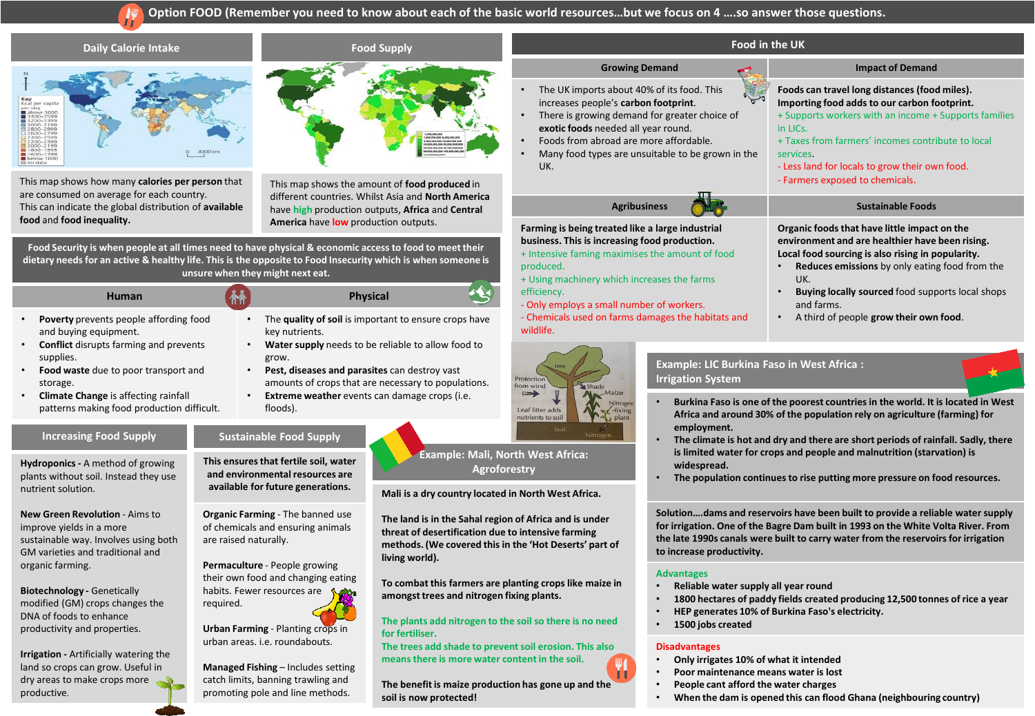# Option FOOD (Remember you need to know about each of the basic world resources…but we focus on 4 ….so answer those questions.

## Daily Calorie Intake

This map shows how many **calories per person** that are consumed on average for each country.
This can indicate the global distribution of **available food** and **food inequality.**

## Food Supply

This map shows the amount of **food produced** in different countries. Whilst Asia and **North America** have **high** production outputs, **Africa** and **Central America** have **low** production outputs.

**Food Security is when people at all times need to have physical & economic access to food to meet their dietary needs for an active & healthy life. This is the opposite to Food Insecurity which is when someone is unsure when they might next eat.**

### Human

- **Poverty** prevents people affording food and buying equipment.
- **Conflict** disrupts farming and prevents supplies.
- **Food waste** due to poor transport and storage.
- **Climate Change** is affecting rainfall patterns making food production difficult.

### Physical

- The **quality of soil** is important to ensure crops have key nutrients.
- **Water supply** needs to be reliable to allow food to grow.
- **Pest, diseases and parasites** can destroy vast amounts of crops that are necessary to populations.
- **Extreme weather** events can damage crops (i.e. floods).

## Food in the UK

### Growing Demand

- The UK imports about 40% of its food. This increases people's **carbon footprint**.
- There is growing demand for greater choice of **exotic foods** needed all year round.
- Foods from abroad are more affordable.
- Many food types are unsuitable to be grown in the UK.

### Impact of Demand

**Foods can travel long distances (food miles). Importing food adds to our carbon footprint.**

+ Supports workers with an income + Supports families in LICs.
+ Taxes from farmers' incomes contribute to local services.
- Less land for locals to grow their own food.
- Farmers exposed to chemicals.

### Agribusiness

**Farming is being treated like a large industrial business. This is increasing food production.**

+ Intensive faming maximises the amount of food produced.
+ Using machinery which increases the farms efficiency.
- Only employs a small number of workers.
- Chemicals used on farms damages the habitats and wildlife.

### Sustainable Foods

**Organic foods that have little impact on the environment and are healthier have been rising. Local food sourcing is also rising in popularity.**

- **Reduces emissions** by only eating food from the UK.
- **Buying locally sourced** food supports local shops and farms.
- A third of people **grow their own food**.

## Increasing Food Supply

**Hydroponics -** A method of growing plants without soil. Instead they use nutrient solution.

**New Green Revolution** - Aims to improve yields in a more sustainable way. Involves using both GM varieties and traditional and organic farming.

**Biotechnology -** Genetically modified (GM) crops changes the DNA of foods to enhance productivity and properties.

**Irrigation -** Artificially watering the land so crops can grow. Useful in dry areas to make crops more productive.

## Sustainable Food Supply

**This ensures that fertile soil, water and environmental resources are available for future generations.**

**Organic Farming** - The banned use of chemicals and ensuring animals are raised naturally.

**Permaculture** - People growing their own food and changing eating habits. Fewer resources are required.

**Urban Farming** - Planting crops in urban areas. i.e. roundabouts.

**Managed Fishing** – Includes setting catch limits, banning trawling and promoting pole and line methods.

## Example: Mali, North West Africa: Agroforestry

Tree — Protection from wind; Shade; Leaf litter adds nutrients to soil; Maize; Nitrogen-fixing plant; Soil; Nitrogen

**Mali is a dry country located in North West Africa.**

**The land is in the Sahal region of Africa and is under threat of desertification due to intensive farming methods. (We covered this in the 'Hot Deserts' part of living world).**

**To combat this farmers are planting crops like maize in amongst trees and nitrogen fixing plants.**

**The plants add nitrogen to the soil so there is no need for fertiliser.**
**The trees add shade to prevent soil erosion. This also means there is more water content in the soil.**

**The benefit is maize production has gone up and the soil is now protected!**

## Example: LIC Burkina Faso in West Africa : Irrigation System

- **Burkina Faso is one of the poorest countries in the world. It is located in West Africa and around 30% of the population rely on agriculture (farming) for employment.**
- **The climate is hot and dry and there are short periods of rainfall. Sadly, there is limited water for crops and people and malnutrition (starvation) is widespread.**
- **The population continues to rise putting more pressure on food resources.**

**Solution….dams and reservoirs have been built to provide a reliable water supply for irrigation. One of the Bagre Dam built in 1993 on the White Volta River. From the late 1990s canals were built to carry water from the reservoirs for irrigation to increase productivity.**

**Advantages**

- **Reliable water supply all year round**
- **1800 hectares of paddy fields created producing 12,500 tonnes of rice a year**
- **HEP generates 10% of Burkina Faso's electricity.**
- **1500 jobs created**

**Disadvantages**

- **Only irrigates 10% of what it intended**
- **Poor maintenance means water is lost**
- **People cant afford the water charges**
- **When the dam is opened this can flood Ghana (neighbouring country)**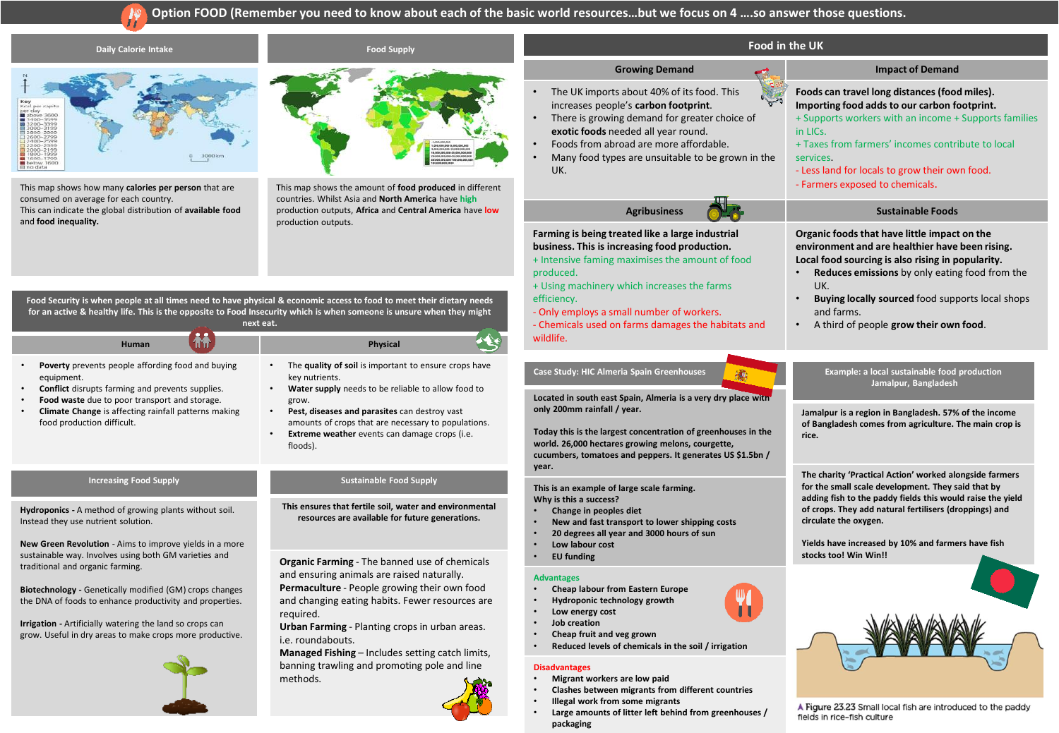# Option FOOD (Remember you need to know about each of the basic world resources…but we focus on 4 ….so answer those questions.

## Daily Calorie Intake

Key
Kcal per capita per day
above 3600
3400–3599
3200–3399
3000–3199
2800–2999
2600–2799
2400–2599
2200–2399
2000–2199
1800–1999
1600–1799
below 1600
no data

3000 km

This map shows how many **calories per person** that are consumed on average for each country.
This can indicate the global distribution of **available food** and **food inequality.**

## Food Supply

This map shows the amount of **food produced** in different countries. Whilst Asia and **North America** have **high** production outputs, **Africa** and **Central America** have **low** production outputs.

## Food Security

**Food Security is when people at all times need to have physical & economic access to food to meet their dietary needs for an active & healthy life. This is the opposite to Food Insecurity which is when someone is unsure when they might next eat.**

### Human

- **Poverty** prevents people affording food and buying equipment.
- **Conflict** disrupts farming and prevents supplies.
- **Food waste** due to poor transport and storage.
- **Climate Change** is affecting rainfall patterns making food production difficult.

### Physical

- The **quality of soil** is important to ensure crops have key nutrients.
- **Water supply** needs to be reliable to allow food to grow.
- **Pest, diseases and parasites** can destroy vast amounts of crops that are necessary to populations.
- **Extreme weather** events can damage crops (i.e. floods).

## Increasing Food Supply

**Hydroponics** - A method of growing plants without soil. Instead they use nutrient solution.

**New Green Revolution** - Aims to improve yields in a more sustainable way. Involves using both GM varieties and traditional and organic farming.

**Biotechnology -** Genetically modified (GM) crops changes the DNA of foods to enhance productivity and properties.

**Irrigation** - Artificially watering the land so crops can grow. Useful in dry areas to make crops more productive.

## Sustainable Food Supply

**This ensures that fertile soil, water and environmental resources are available for future generations.**

**Organic Farming** - The banned use of chemicals and ensuring animals are raised naturally.
**Permaculture** - People growing their own food and changing eating habits. Fewer resources are required.
**Urban Farming** - Planting crops in urban areas. i.e. roundabouts.
**Managed Fishing** – Includes setting catch limits, banning trawling and promoting pole and line methods.

## Food in the UK

### Growing Demand

- The UK imports about 40% of its food. This increases people's **carbon footprint**.
- There is growing demand for greater choice of **exotic foods** needed all year round.
- Foods from abroad are more affordable.
- Many food types are unsuitable to be grown in the UK.

### Impact of Demand

**Foods can travel long distances (food miles). Importing food adds to our carbon footprint.**
+ Supports workers with an income + Supports families in LICs.
+ Taxes from farmers' incomes contribute to local services.
- Less land for locals to grow their own food.
- Farmers exposed to chemicals.

### Agribusiness

**Farming is being treated like a large industrial business. This is increasing food production.**
+ Intensive faming maximises the amount of food produced.
+ Using machinery which increases the farms efficiency.
- Only employs a small number of workers.
- Chemicals used on farms damages the habitats and wildlife.

### Sustainable Foods

**Organic foods that have little impact on the environment and are healthier have been rising. Local food sourcing is also rising in popularity.**

- **Reduces emissions** by only eating food from the UK.
- **Buying locally sourced** food supports local shops and farms.
- A third of people **grow their own food**.

## Case Study: HIC Almeria Spain Greenhouses

**Located in south east Spain, Almeria is a very dry place with only 200mm rainfall / year.**

**Today this is the largest concentration of greenhouses in the world. 26,000 hectares growing melons, courgette, cucumbers, tomatoes and peppers. It generates US $1.5bn / year.**

**This is an example of large scale farming.**
**Why is this a success?**

- **Change in peoples diet**
- **New and fast transport to lower shipping costs**
- **20 degrees all year and 3000 hours of sun**
- **Low labour cost**
- **EU funding**

**Advantages**

- **Cheap labour from Eastern Europe**
- **Hydroponic technology growth**
- **Low energy cost**
- **Job creation**
- **Cheap fruit and veg grown**
- **Reduced levels of chemicals in the soil / irrigation**

**Disadvantages**

- **Migrant workers are low paid**
- **Clashes between migrants from different countries**
- **Illegal work from some migrants**
- **Large amounts of litter left behind from greenhouses / packaging**

## Example: a local sustainable food production Jamalpur, Bangladesh

**Jamalpur is a region in Bangladesh. 57% of the income of Bangladesh comes from agriculture. The main crop is rice.**

**The charity 'Practical Action' worked alongside farmers for the small scale development. They said that by adding fish to the paddy fields this would raise the yield of crops. They add natural fertilisers (droppings) and circulate the oxygen.**

**Yields have increased by 10% and farmers have fish stocks too! Win Win!!**

▲ Figure 23.23 Small local fish are introduced to the paddy fields in rice-fish culture